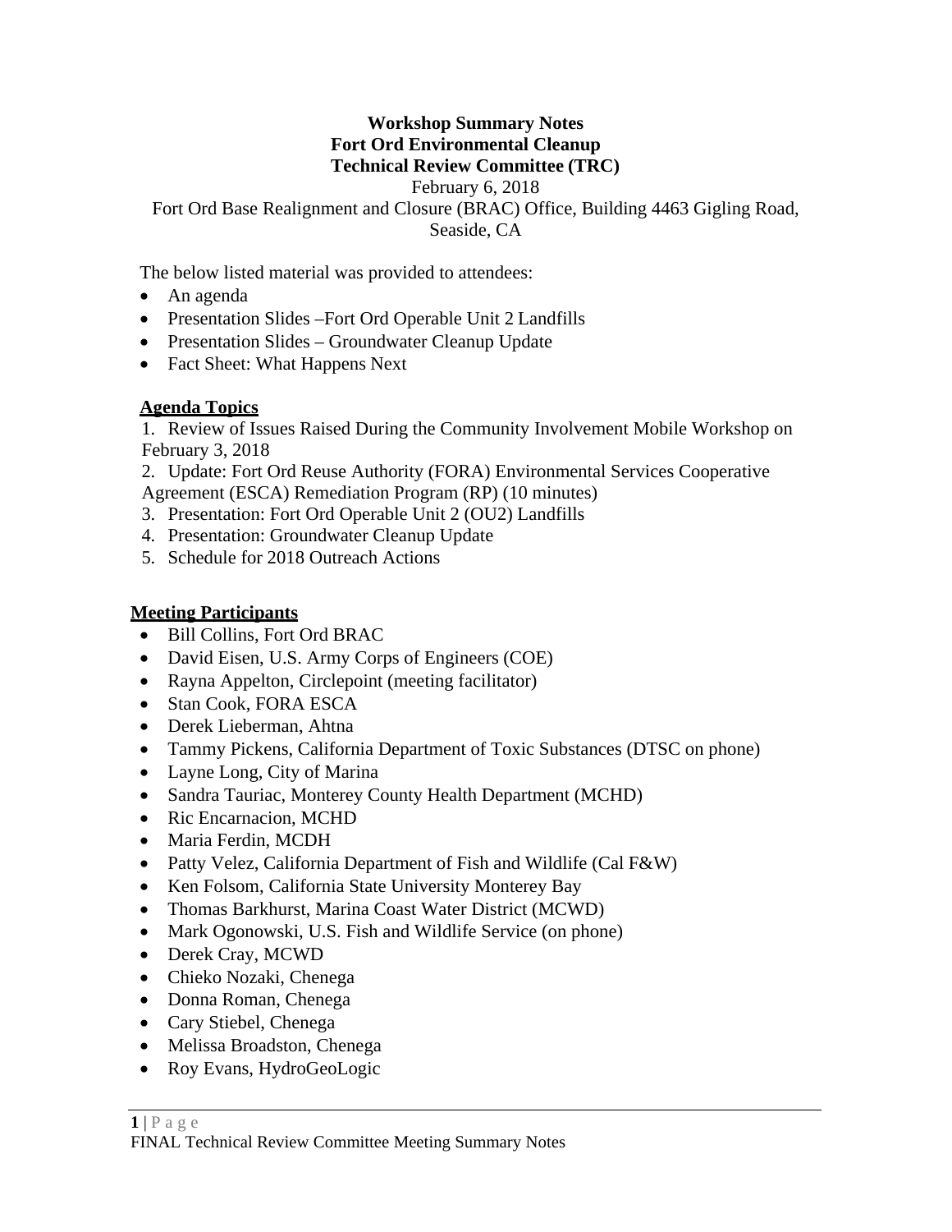**Workshop Summary Notes**
**Fort Ord Environmental Cleanup**
**Technical Review Committee (TRC)**

February 6, 2018

Fort Ord Base Realignment and Closure (BRAC) Office, Building 4463 Gigling Road, Seaside, CA

The below listed material was provided to attendees:

- An agenda
- Presentation Slides –Fort Ord Operable Unit 2 Landfills
- Presentation Slides – Groundwater Cleanup Update
- Fact Sheet: What Happens Next

## Agenda Topics

1. Review of Issues Raised During the Community Involvement Mobile Workshop on February 3, 2018
2. Update: Fort Ord Reuse Authority (FORA) Environmental Services Cooperative Agreement (ESCA) Remediation Program (RP) (10 minutes)
3. Presentation: Fort Ord Operable Unit 2 (OU2) Landfills
4. Presentation: Groundwater Cleanup Update
5. Schedule for 2018 Outreach Actions

## Meeting Participants

- Bill Collins, Fort Ord BRAC
- David Eisen, U.S. Army Corps of Engineers (COE)
- Rayna Appelton, Circlepoint (meeting facilitator)
- Stan Cook, FORA ESCA
- Derek Lieberman, Ahtna
- Tammy Pickens, California Department of Toxic Substances (DTSC on phone)
- Layne Long, City of Marina
- Sandra Tauriac, Monterey County Health Department (MCHD)
- Ric Encarnacion, MCHD
- Maria Ferdin, MCDH
- Patty Velez, California Department of Fish and Wildlife (Cal F&W)
- Ken Folsom, California State University Monterey Bay
- Thomas Barkhurst, Marina Coast Water District (MCWD)
- Mark Ogonowski, U.S. Fish and Wildlife Service (on phone)
- Derek Cray, MCWD
- Chieko Nozaki, Chenega
- Donna Roman, Chenega
- Cary Stiebel, Chenega
- Melissa Broadston, Chenega
- Roy Evans, HydroGeoLogic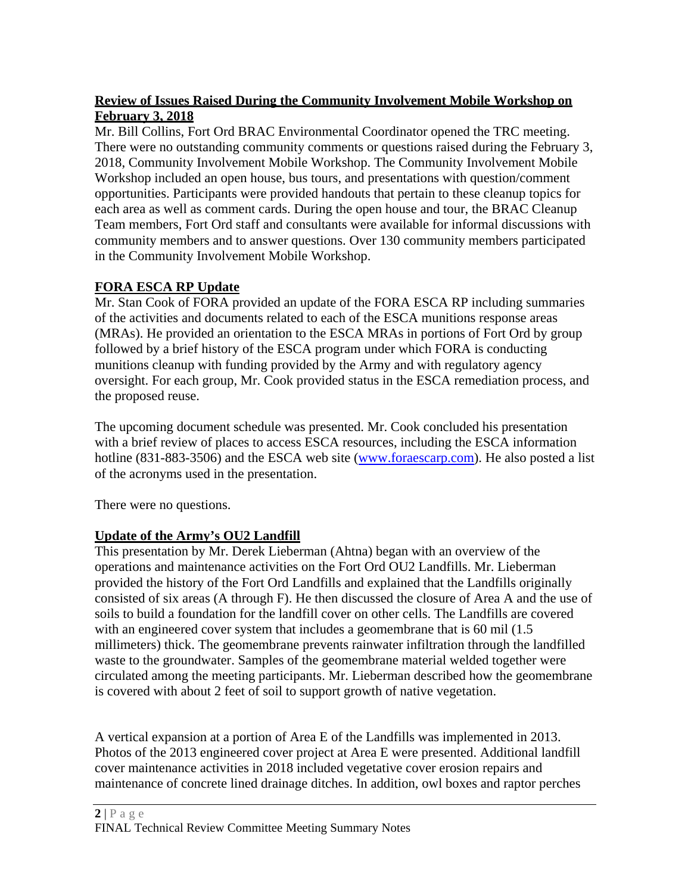## Review of Issues Raised During the Community Involvement Mobile Workshop on February 3, 2018

Mr. Bill Collins, Fort Ord BRAC Environmental Coordinator opened the TRC meeting. There were no outstanding community comments or questions raised during the February 3, 2018, Community Involvement Mobile Workshop. The Community Involvement Mobile Workshop included an open house, bus tours, and presentations with question/comment opportunities. Participants were provided handouts that pertain to these cleanup topics for each area as well as comment cards. During the open house and tour, the BRAC Cleanup Team members, Fort Ord staff and consultants were available for informal discussions with community members and to answer questions. Over 130 community members participated in the Community Involvement Mobile Workshop.

## FORA ESCA RP Update

Mr. Stan Cook of FORA provided an update of the FORA ESCA RP including summaries of the activities and documents related to each of the ESCA munitions response areas (MRAs). He provided an orientation to the ESCA MRAs in portions of Fort Ord by group followed by a brief history of the ESCA program under which FORA is conducting munitions cleanup with funding provided by the Army and with regulatory agency oversight. For each group, Mr. Cook provided status in the ESCA remediation process, and the proposed reuse.

The upcoming document schedule was presented. Mr. Cook concluded his presentation with a brief review of places to access ESCA resources, including the ESCA information hotline (831-883-3506) and the ESCA web site (www.foraescarp.com). He also posted a list of the acronyms used in the presentation.

There were no questions.

## Update of the Army's OU2 Landfill

This presentation by Mr. Derek Lieberman (Ahtna) began with an overview of the operations and maintenance activities on the Fort Ord OU2 Landfills. Mr. Lieberman provided the history of the Fort Ord Landfills and explained that the Landfills originally consisted of six areas (A through F). He then discussed the closure of Area A and the use of soils to build a foundation for the landfill cover on other cells. The Landfills are covered with an engineered cover system that includes a geomembrane that is 60 mil (1.5 millimeters) thick. The geomembrane prevents rainwater infiltration through the landfilled waste to the groundwater. Samples of the geomembrane material welded together were circulated among the meeting participants. Mr. Lieberman described how the geomembrane is covered with about 2 feet of soil to support growth of native vegetation.

A vertical expansion at a portion of Area E of the Landfills was implemented in 2013. Photos of the 2013 engineered cover project at Area E were presented. Additional landfill cover maintenance activities in 2018 included vegetative cover erosion repairs and maintenance of concrete lined drainage ditches. In addition, owl boxes and raptor perches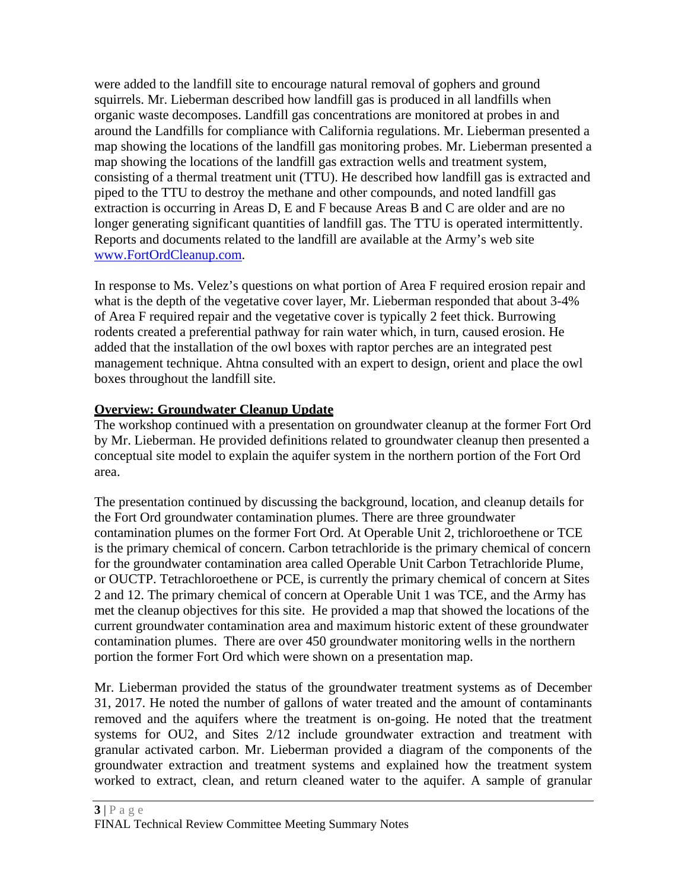were added to the landfill site to encourage natural removal of gophers and ground squirrels. Mr. Lieberman described how landfill gas is produced in all landfills when organic waste decomposes. Landfill gas concentrations are monitored at probes in and around the Landfills for compliance with California regulations. Mr. Lieberman presented a map showing the locations of the landfill gas monitoring probes. Mr. Lieberman presented a map showing the locations of the landfill gas extraction wells and treatment system, consisting of a thermal treatment unit (TTU). He described how landfill gas is extracted and piped to the TTU to destroy the methane and other compounds, and noted landfill gas extraction is occurring in Areas D, E and F because Areas B and C are older and are no longer generating significant quantities of landfill gas. The TTU is operated intermittently. Reports and documents related to the landfill are available at the Army's web site [www.FortOrdCleanup.com](http://www.FortOrdCleanup.com).

In response to Ms. Velez's questions on what portion of Area F required erosion repair and what is the depth of the vegetative cover layer, Mr. Lieberman responded that about 3-4% of Area F required repair and the vegetative cover is typically 2 feet thick. Burrowing rodents created a preferential pathway for rain water which, in turn, caused erosion. He added that the installation of the owl boxes with raptor perches are an integrated pest management technique. Ahtna consulted with an expert to design, orient and place the owl boxes throughout the landfill site.

**Overview: Groundwater Cleanup Update**

The workshop continued with a presentation on groundwater cleanup at the former Fort Ord by Mr. Lieberman. He provided definitions related to groundwater cleanup then presented a conceptual site model to explain the aquifer system in the northern portion of the Fort Ord area.

The presentation continued by discussing the background, location, and cleanup details for the Fort Ord groundwater contamination plumes. There are three groundwater contamination plumes on the former Fort Ord. At Operable Unit 2, trichloroethene or TCE is the primary chemical of concern. Carbon tetrachloride is the primary chemical of concern for the groundwater contamination area called Operable Unit Carbon Tetrachloride Plume, or OUCTP. Tetrachloroethene or PCE, is currently the primary chemical of concern at Sites 2 and 12. The primary chemical of concern at Operable Unit 1 was TCE, and the Army has met the cleanup objectives for this site. He provided a map that showed the locations of the current groundwater contamination area and maximum historic extent of these groundwater contamination plumes. There are over 450 groundwater monitoring wells in the northern portion the former Fort Ord which were shown on a presentation map.

Mr. Lieberman provided the status of the groundwater treatment systems as of December 31, 2017. He noted the number of gallons of water treated and the amount of contaminants removed and the aquifers where the treatment is on-going. He noted that the treatment systems for OU2, and Sites 2/12 include groundwater extraction and treatment with granular activated carbon. Mr. Lieberman provided a diagram of the components of the groundwater extraction and treatment systems and explained how the treatment system worked to extract, clean, and return cleaned water to the aquifer. A sample of granular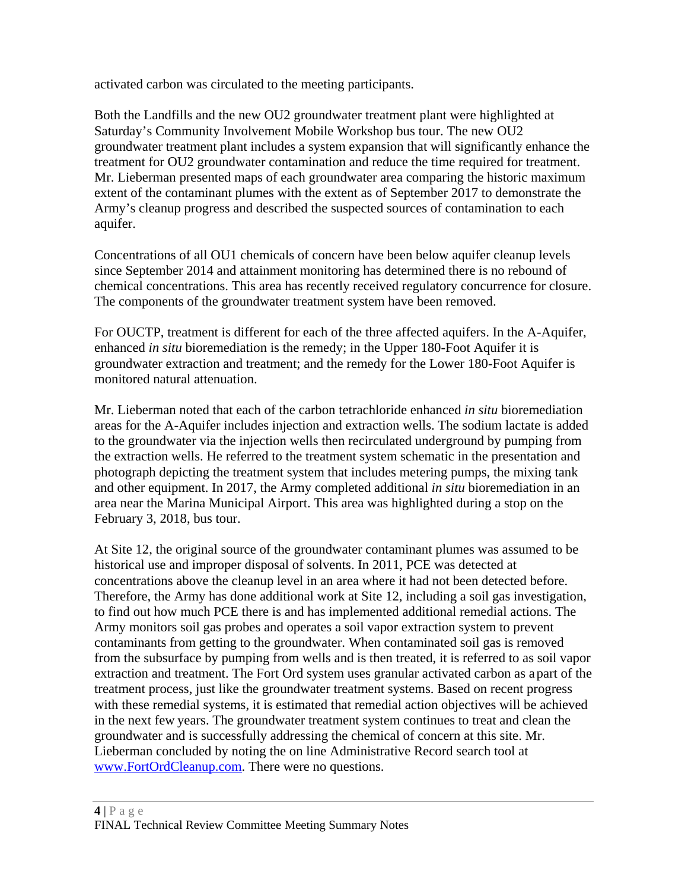activated carbon was circulated to the meeting participants.

Both the Landfills and the new OU2 groundwater treatment plant were highlighted at Saturday's Community Involvement Mobile Workshop bus tour. The new OU2 groundwater treatment plant includes a system expansion that will significantly enhance the treatment for OU2 groundwater contamination and reduce the time required for treatment. Mr. Lieberman presented maps of each groundwater area comparing the historic maximum extent of the contaminant plumes with the extent as of September 2017 to demonstrate the Army's cleanup progress and described the suspected sources of contamination to each aquifer.

Concentrations of all OU1 chemicals of concern have been below aquifer cleanup levels since September 2014 and attainment monitoring has determined there is no rebound of chemical concentrations. This area has recently received regulatory concurrence for closure. The components of the groundwater treatment system have been removed.

For OUCTP, treatment is different for each of the three affected aquifers. In the A-Aquifer, enhanced *in situ* bioremediation is the remedy; in the Upper 180-Foot Aquifer it is groundwater extraction and treatment; and the remedy for the Lower 180-Foot Aquifer is monitored natural attenuation.

Mr. Lieberman noted that each of the carbon tetrachloride enhanced *in situ* bioremediation areas for the A-Aquifer includes injection and extraction wells. The sodium lactate is added to the groundwater via the injection wells then recirculated underground by pumping from the extraction wells. He referred to the treatment system schematic in the presentation and photograph depicting the treatment system that includes metering pumps, the mixing tank and other equipment. In 2017, the Army completed additional *in situ* bioremediation in an area near the Marina Municipal Airport. This area was highlighted during a stop on the February 3, 2018, bus tour.

At Site 12, the original source of the groundwater contaminant plumes was assumed to be historical use and improper disposal of solvents. In 2011, PCE was detected at concentrations above the cleanup level in an area where it had not been detected before. Therefore, the Army has done additional work at Site 12, including a soil gas investigation, to find out how much PCE there is and has implemented additional remedial actions. The Army monitors soil gas probes and operates a soil vapor extraction system to prevent contaminants from getting to the groundwater. When contaminated soil gas is removed from the subsurface by pumping from wells and is then treated, it is referred to as soil vapor extraction and treatment. The Fort Ord system uses granular activated carbon as a part of the treatment process, just like the groundwater treatment systems. Based on recent progress with these remedial systems, it is estimated that remedial action objectives will be achieved in the next few years. The groundwater treatment system continues to treat and clean the groundwater and is successfully addressing the chemical of concern at this site. Mr. Lieberman concluded by noting the on line Administrative Record search tool at [www.FortOrdCleanup.com](http://www.FortOrdCleanup.com). There were no questions.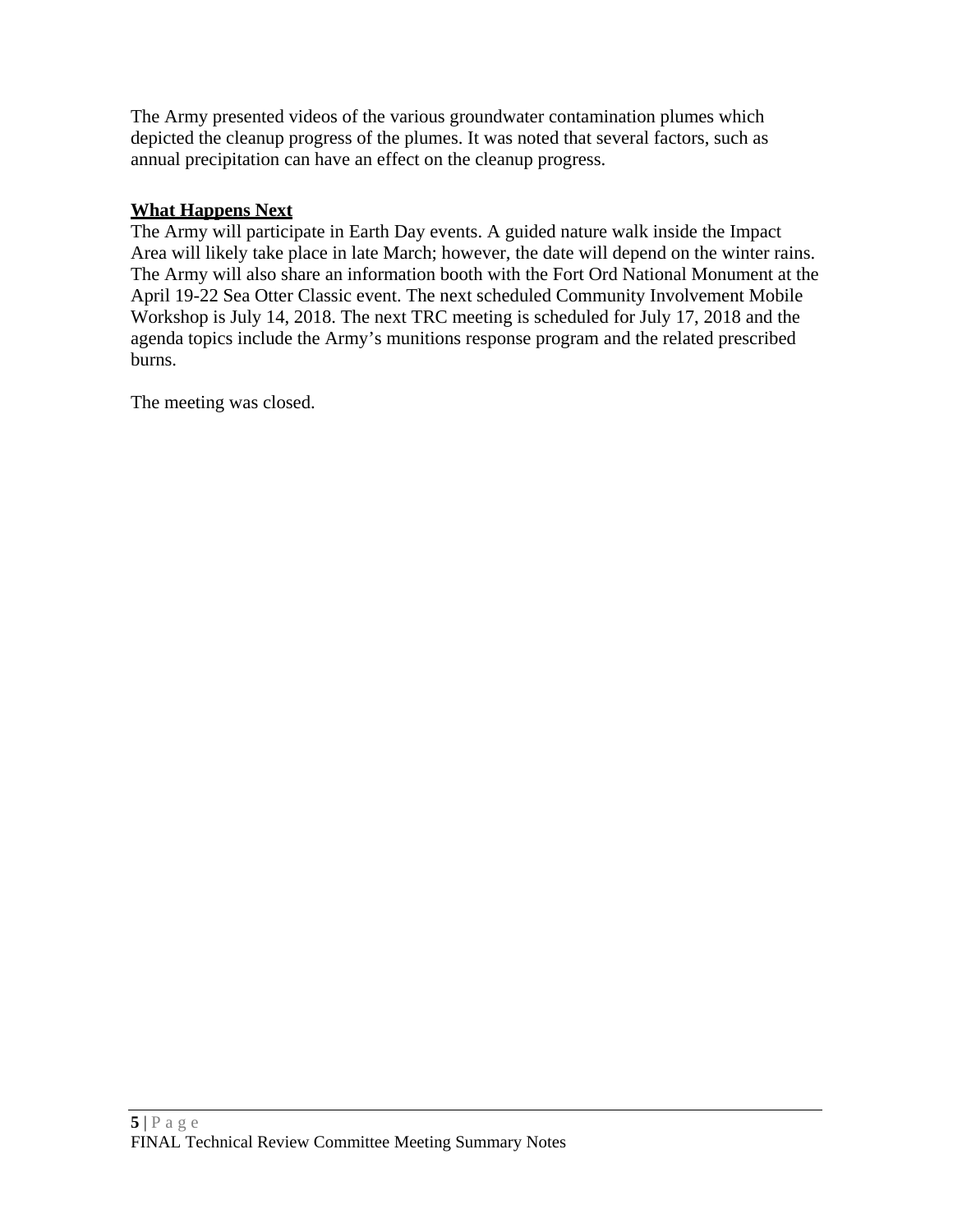The Army presented videos of the various groundwater contamination plumes which depicted the cleanup progress of the plumes. It was noted that several factors, such as annual precipitation can have an effect on the cleanup progress.

**What Happens Next**

The Army will participate in Earth Day events. A guided nature walk inside the Impact Area will likely take place in late March; however, the date will depend on the winter rains. The Army will also share an information booth with the Fort Ord National Monument at the April 19-22 Sea Otter Classic event. The next scheduled Community Involvement Mobile Workshop is July 14, 2018. The next TRC meeting is scheduled for July 17, 2018 and the agenda topics include the Army's munitions response program and the related prescribed burns.

The meeting was closed.